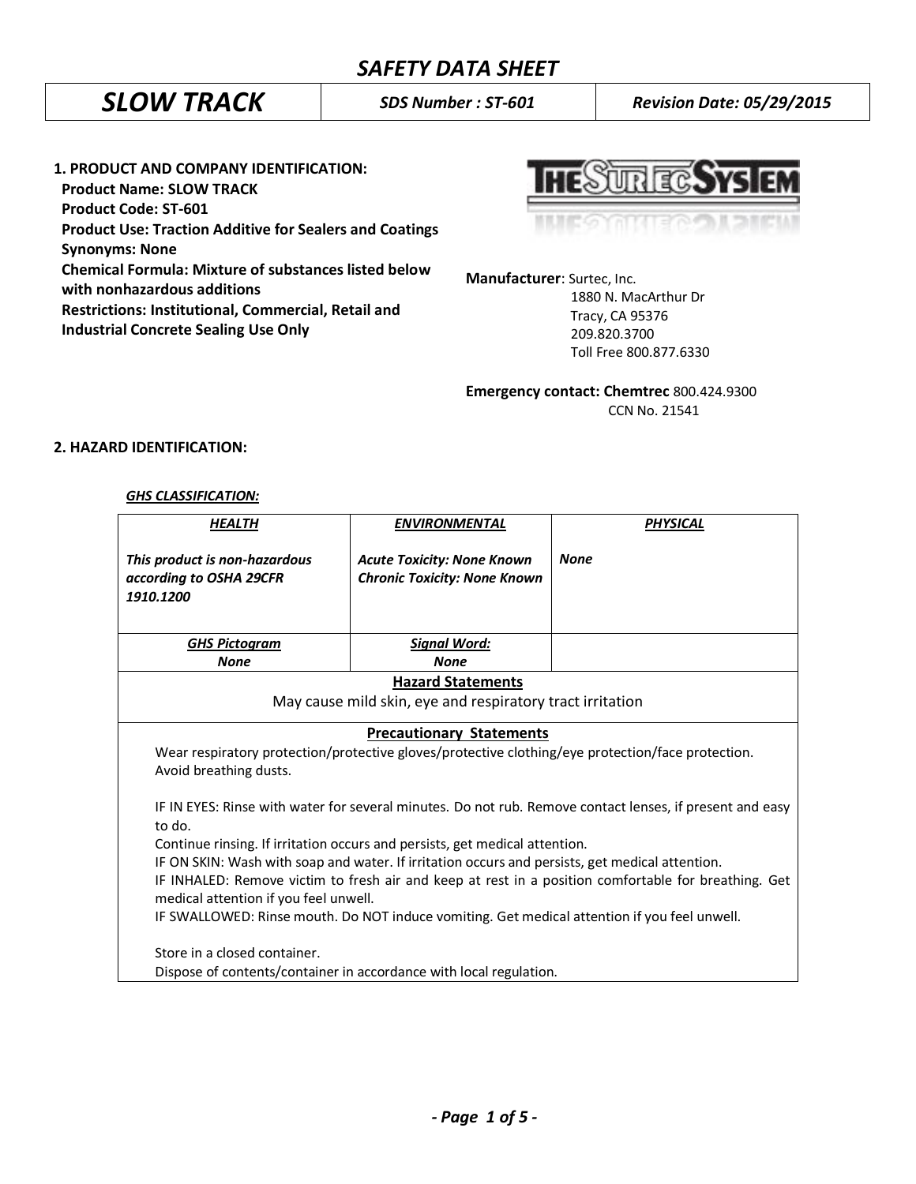# SAFETY DATA SHEET

| SLOW TRACK | SDS Number : ST-601 | Revision Date: 05/29/2015 |
|---|---|---|

## 1. PRODUCT AND COMPANY IDENTIFICATION:

**Product Name: SLOW TRACK**
**Product Code: ST-601**
**Product Use: Traction Additive for Sealers and Coatings**
**Synonyms: None**
**Chemical Formula: Mixture of substances listed below with nonhazardous additions**
**Restrictions: Institutional, Commercial, Retail and Industrial Concrete Sealing Use Only**

**Manufacturer**: Surtec, Inc.
1880 N. MacArthur Dr
Tracy, CA 95376
209.820.3700
Toll Free 800.877.6330

**Emergency contact: Chemtrec** 800.424.9300
CCN No. 21541

## 2. HAZARD IDENTIFICATION:

***GHS CLASSIFICATION:***

| ***HEALTH*** | ***ENVIRONMENTAL*** | ***PHYSICAL*** |
|---|---|---|
| ***This product is non-hazardous according to OSHA 29CFR 1910.1200*** | ***Acute Toxicity: None Known*** <br> ***Chronic Toxicity: None Known*** | ***None*** |
| ***GHS Pictogram*** <br> ***None*** | ***Signal Word:*** <br> ***None*** | |

**Hazard Statements**

May cause mild skin, eye and respiratory tract irritation

**Precautionary Statements**

Wear respiratory protection/protective gloves/protective clothing/eye protection/face protection.
Avoid breathing dusts.

IF IN EYES: Rinse with water for several minutes. Do not rub. Remove contact lenses, if present and easy to do.
Continue rinsing. If irritation occurs and persists, get medical attention.
IF ON SKIN: Wash with soap and water. If irritation occurs and persists, get medical attention.
IF INHALED: Remove victim to fresh air and keep at rest in a position comfortable for breathing. Get medical attention if you feel unwell.
IF SWALLOWED: Rinse mouth. Do NOT induce vomiting. Get medical attention if you feel unwell.

Store in a closed container.
Dispose of contents/container in accordance with local regulation.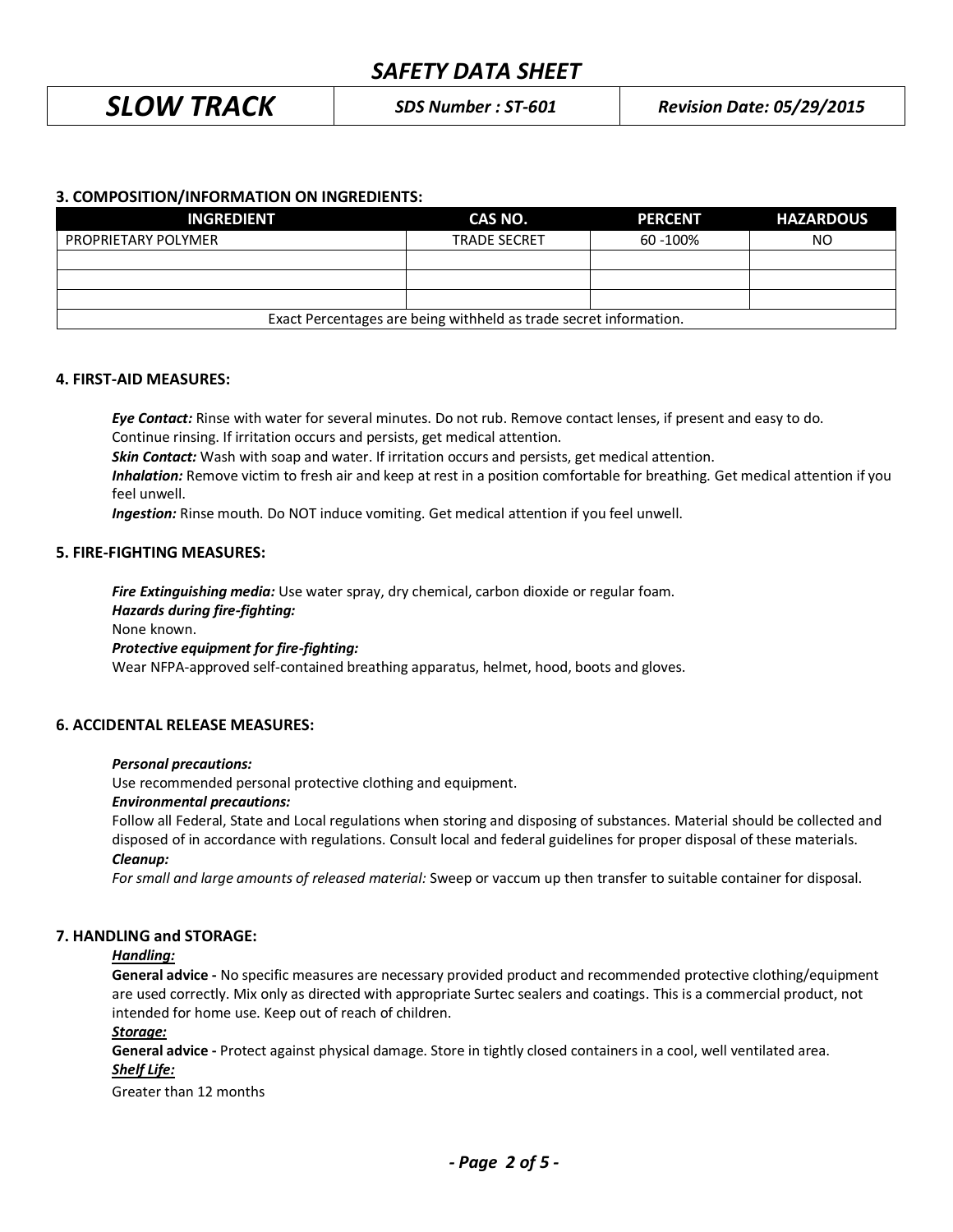## 3. COMPOSITION/INFORMATION ON INGREDIENTS:

| INGREDIENT | CAS NO. | PERCENT | HAZARDOUS |
|---|---|---|---|
| PROPRIETARY POLYMER | TRADE SECRET | 60 -100% | NO |
| | | | |
| | | | |
| | | | |
| Exact Percentages are being withheld as trade secret information. | | | |

## 4. FIRST-AID MEASURES:

***Eye Contact:*** Rinse with water for several minutes. Do not rub. Remove contact lenses, if present and easy to do. Continue rinsing. If irritation occurs and persists, get medical attention.

***Skin Contact:*** Wash with soap and water. If irritation occurs and persists, get medical attention.

***Inhalation:*** Remove victim to fresh air and keep at rest in a position comfortable for breathing. Get medical attention if you feel unwell.

***Ingestion:*** Rinse mouth. Do NOT induce vomiting. Get medical attention if you feel unwell.

## 5. FIRE-FIGHTING MEASURES:

***Fire Extinguishing media:*** Use water spray, dry chemical, carbon dioxide or regular foam.

***Hazards during fire-fighting:***

None known.

***Protective equipment for fire-fighting:***

Wear NFPA-approved self-contained breathing apparatus, helmet, hood, boots and gloves.

## 6. ACCIDENTAL RELEASE MEASURES:

***Personal precautions:***

Use recommended personal protective clothing and equipment.

***Environmental precautions:***

Follow all Federal, State and Local regulations when storing and disposing of substances. Material should be collected and disposed of in accordance with regulations. Consult local and federal guidelines for proper disposal of these materials.

***Cleanup:***

*For small and large amounts of released material:* Sweep or vaccum up then transfer to suitable container for disposal.

## 7. HANDLING and STORAGE:

***Handling:***

**General advice -** No specific measures are necessary provided product and recommended protective clothing/equipment are used correctly. Mix only as directed with appropriate Surtec sealers and coatings. This is a commercial product, not intended for home use. Keep out of reach of children.

***Storage:***

**General advice -** Protect against physical damage. Store in tightly closed containers in a cool, well ventilated area.

***Shelf Life:***

Greater than 12 months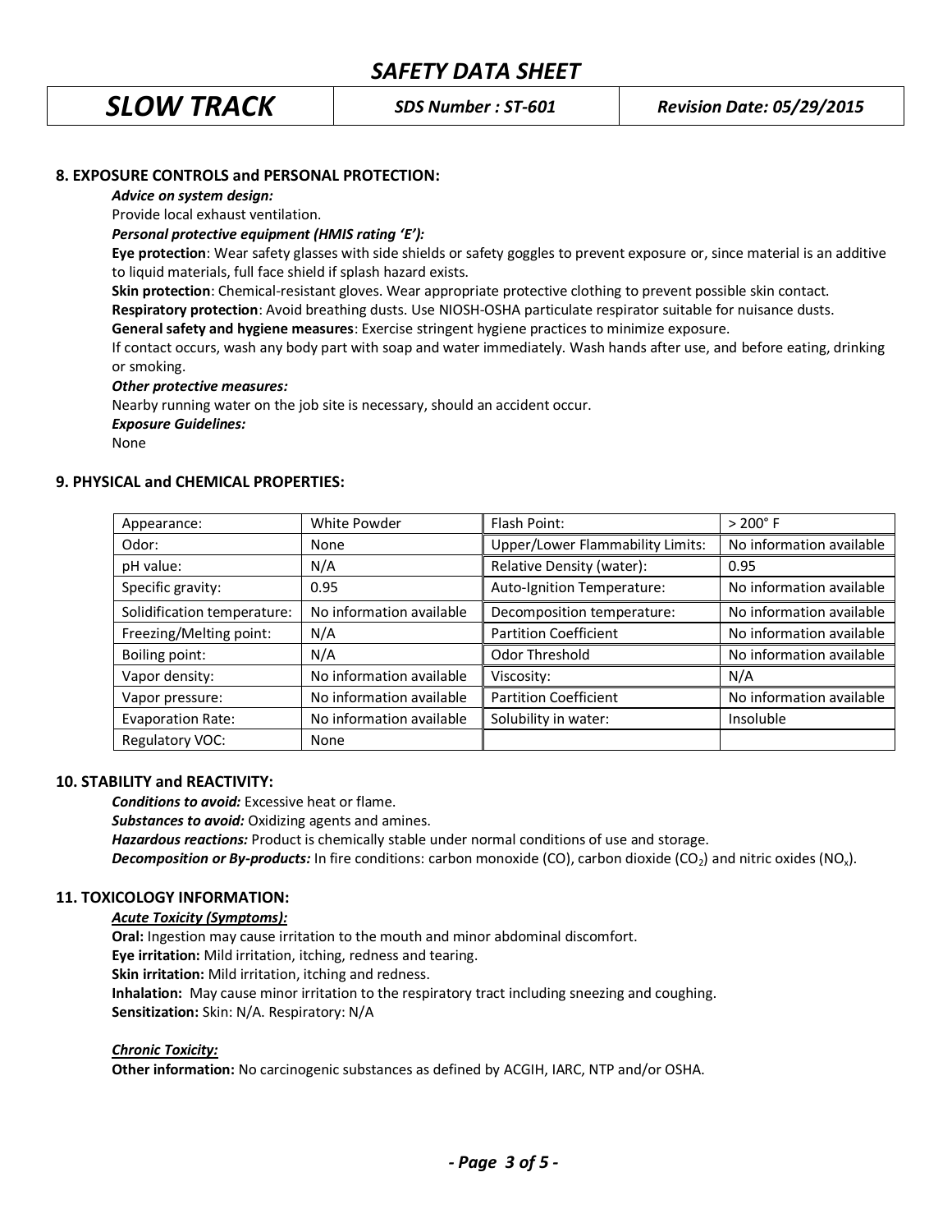## 8. EXPOSURE CONTROLS and PERSONAL PROTECTION:

***Advice on system design:***

Provide local exhaust ventilation.

***Personal protective equipment (HMIS rating 'E'):***

**Eye protection**: Wear safety glasses with side shields or safety goggles to prevent exposure or, since material is an additive to liquid materials, full face shield if splash hazard exists.

**Skin protection**: Chemical-resistant gloves. Wear appropriate protective clothing to prevent possible skin contact.

**Respiratory protection**: Avoid breathing dusts. Use NIOSH-OSHA particulate respirator suitable for nuisance dusts.

**General safety and hygiene measures**: Exercise stringent hygiene practices to minimize exposure.

If contact occurs, wash any body part with soap and water immediately. Wash hands after use, and before eating, drinking or smoking.

***Other protective measures:***

Nearby running water on the job site is necessary, should an accident occur.

***Exposure Guidelines:***

None

## 9. PHYSICAL and CHEMICAL PROPERTIES:

| | | | |
|---|---|---|---|
| Appearance: | White Powder | Flash Point: | > 200° F |
| Odor: | None | Upper/Lower Flammability Limits: | No information available |
| pH value: | N/A | Relative Density (water): | 0.95 |
| Specific gravity: | 0.95 | Auto-Ignition Temperature: | No information available |
| Solidification temperature: | No information available | Decomposition temperature: | No information available |
| Freezing/Melting point: | N/A | Partition Coefficient | No information available |
| Boiling point: | N/A | Odor Threshold | No information available |
| Vapor density: | No information available | Viscosity: | N/A |
| Vapor pressure: | No information available | Partition Coefficient | No information available |
| Evaporation Rate: | No information available | Solubility in water: | Insoluble |
| Regulatory VOC: | None | | |

## 10. STABILITY and REACTIVITY:

***Conditions to avoid:*** Excessive heat or flame.

***Substances to avoid:*** Oxidizing agents and amines.

***Hazardous reactions:*** Product is chemically stable under normal conditions of use and storage.

***Decomposition or By-products:*** In fire conditions: carbon monoxide (CO), carbon dioxide ($CO_2$) and nitric oxides ($NO_x$).

## 11. TOXICOLOGY INFORMATION:

***Acute Toxicity (Symptoms):***

**Oral:** Ingestion may cause irritation to the mouth and minor abdominal discomfort.

**Eye irritation:** Mild irritation, itching, redness and tearing.

**Skin irritation:** Mild irritation, itching and redness.

**Inhalation:** May cause minor irritation to the respiratory tract including sneezing and coughing.

**Sensitization:** Skin: N/A. Respiratory: N/A

***Chronic Toxicity:***

**Other information:** No carcinogenic substances as defined by ACGIH, IARC, NTP and/or OSHA.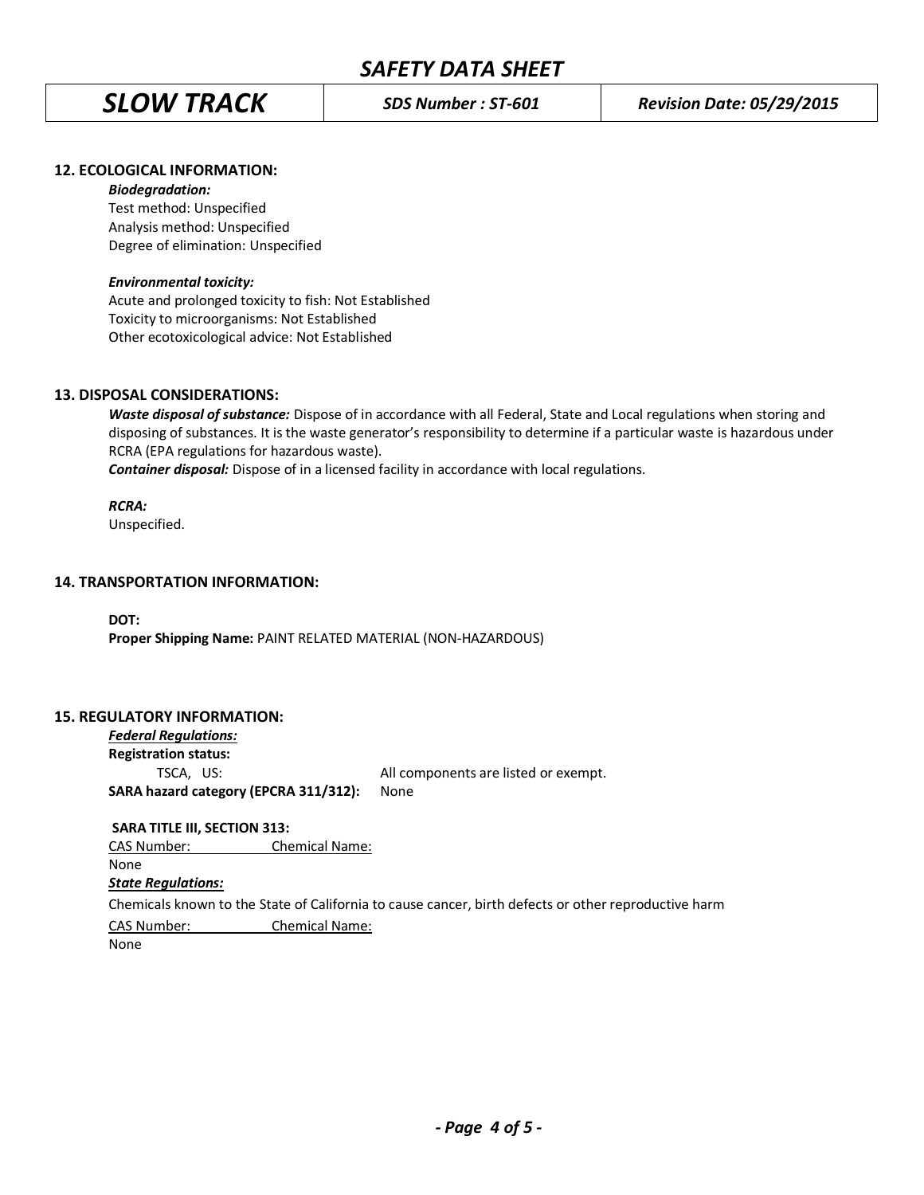## 12. ECOLOGICAL INFORMATION:

***Biodegradation:***

Test method: Unspecified
Analysis method: Unspecified
Degree of elimination: Unspecified

***Environmental toxicity:***

Acute and prolonged toxicity to fish: Not Established
Toxicity to microorganisms: Not Established
Other ecotoxicological advice: Not Established

## 13. DISPOSAL CONSIDERATIONS:

***Waste disposal of substance:*** Dispose of in accordance with all Federal, State and Local regulations when storing and disposing of substances. It is the waste generator's responsibility to determine if a particular waste is hazardous under RCRA (EPA regulations for hazardous waste).

***Container disposal:*** Dispose of in a licensed facility in accordance with local regulations.

***RCRA:***

Unspecified.

## 14. TRANSPORTATION INFORMATION:

**DOT:**

**Proper Shipping Name:** PAINT RELATED MATERIAL (NON-HAZARDOUS)

## 15. REGULATORY INFORMATION:

***Federal Regulations:***

**Registration status:**

TSCA, US: All components are listed or exempt.

**SARA hazard category (EPCRA 311/312):** None

**SARA TITLE III, SECTION 313:**

| CAS Number: | Chemical Name: |
|---|---|
| None | |

***State Regulations:***

Chemicals known to the State of California to cause cancer, birth defects or other reproductive harm

| CAS Number: | Chemical Name: |
|---|---|
| None | |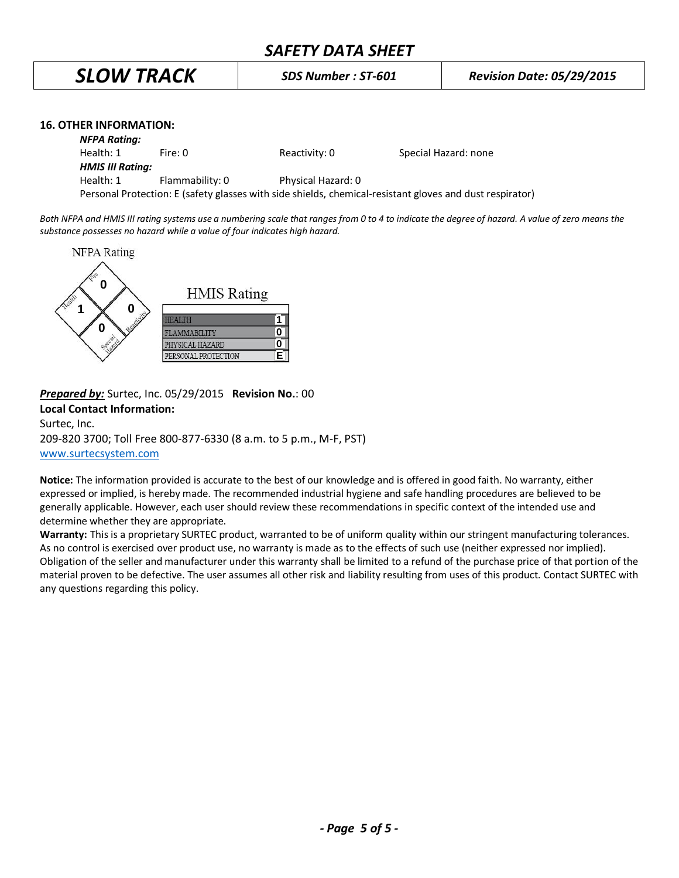## 16. OTHER INFORMATION:

***NFPA Rating:***

Health: 1 Fire: 0 Reactivity: 0 Special Hazard: none

***HMIS III Rating:***

Health: 1 Flammability: 0 Physical Hazard: 0

Personal Protection: E (safety glasses with side shields, chemical-resistant gloves and dust respirator)

*Both NFPA and HMIS III rating systems use a numbering scale that ranges from 0 to 4 to indicate the degree of hazard. A value of zero means the substance possesses no hazard while a value of four indicates high hazard.*

NFPA Rating

Fire
0
Health
1
Reactivity
0
Special Hazard
0

HMIS Rating

| | |
|---|---|
| HEALTH | 1 |
| FLAMMABILITY | 0 |
| PHYSICAL HAZARD | 0 |
| PERSONAL PROTECTION | E |

***Prepared by:*** Surtec, Inc. 05/29/2015 **Revision No.**: 00

**Local Contact Information:**

Surtec, Inc.

209-820 3700; Toll Free 800-877-6330 (8 a.m. to 5 p.m., M-F, PST)

www.surtecsystem.com

**Notice:** The information provided is accurate to the best of our knowledge and is offered in good faith. No warranty, either expressed or implied, is hereby made. The recommended industrial hygiene and safe handling procedures are believed to be generally applicable. However, each user should review these recommendations in specific context of the intended use and determine whether they are appropriate.

**Warranty:** This is a proprietary SURTEC product, warranted to be of uniform quality within our stringent manufacturing tolerances. As no control is exercised over product use, no warranty is made as to the effects of such use (neither expressed nor implied). Obligation of the seller and manufacturer under this warranty shall be limited to a refund of the purchase price of that portion of the material proven to be defective. The user assumes all other risk and liability resulting from uses of this product. Contact SURTEC with any questions regarding this policy.